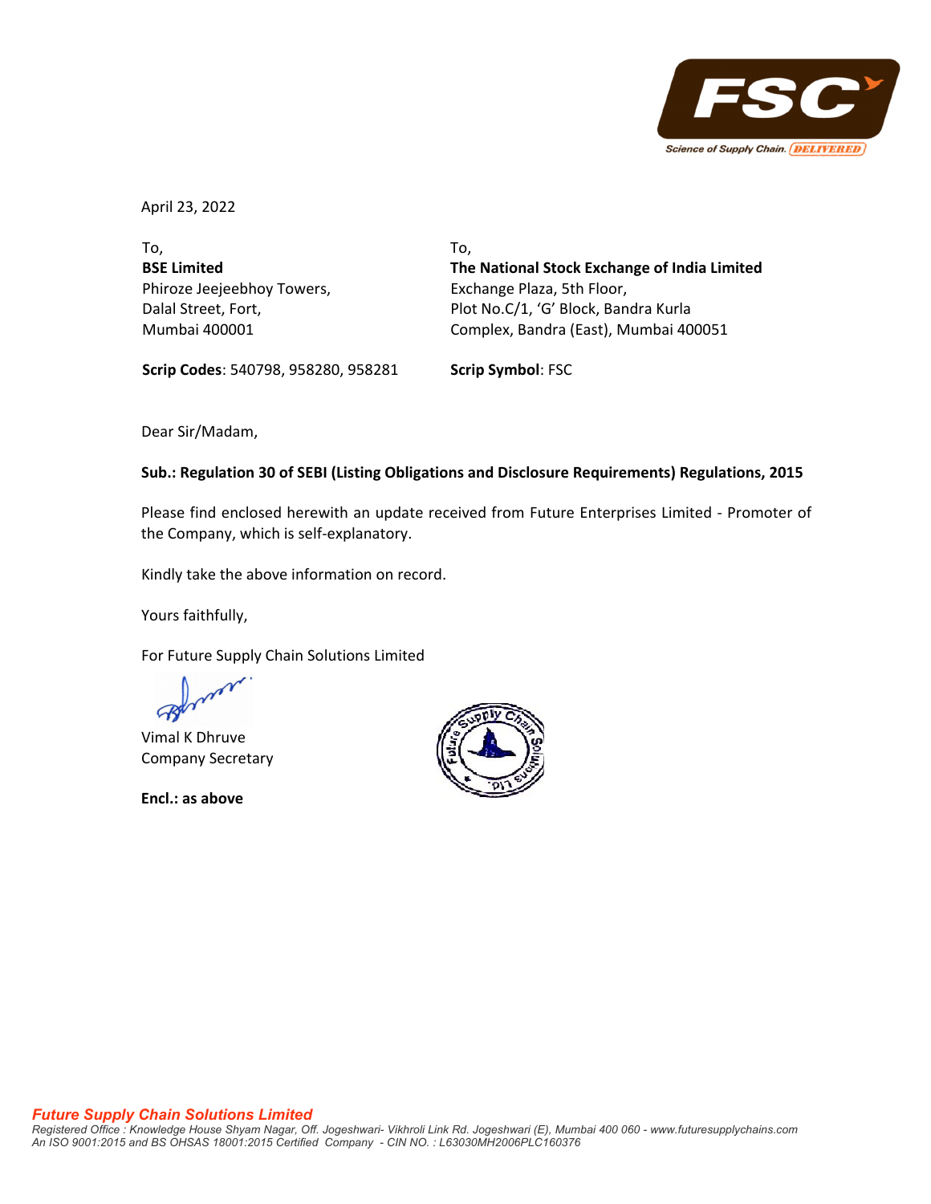April 23, 2022

To,
**BSE Limited**
Phiroze Jeejeebhoy Towers,
Dalal Street, Fort,
Mumbai 400001

**Scrip Codes**: 540798, 958280, 958281

To,
**The National Stock Exchange of India Limited**
Exchange Plaza, 5th Floor,
Plot No.C/1, 'G' Block, Bandra Kurla
Complex, Bandra (East), Mumbai 400051

**Scrip Symbol**: FSC

Dear Sir/Madam,

**Sub.: Regulation 30 of SEBI (Listing Obligations and Disclosure Requirements) Regulations, 2015**

Please find enclosed herewith an update received from Future Enterprises Limited - Promoter of the Company, which is self-explanatory.

Kindly take the above information on record.

Yours faithfully,

For Future Supply Chain Solutions Limited

Vimal K Dhruve
Company Secretary

**Encl.: as above**

***Future Supply Chain Solutions Limited***
*Registered Office : Knowledge House Shyam Nagar, Off. Jogeshwari- Vikhroli Link Rd. Jogeshwari (E), Mumbai 400 060 - www.futuresupplychains.com*
*An ISO 9001:2015 and BS OHSAS 18001:2015 Certified Company - CIN NO. : L63030MH2006PLC160376*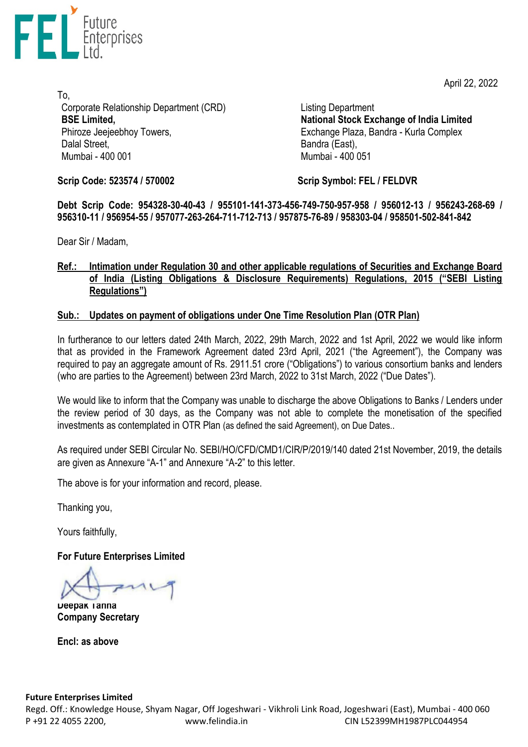April 22, 2022

To,

Corporate Relationship Department (CRD)
**BSE Limited,**
Phiroze Jeejeebhoy Towers,
Dalal Street,
Mumbai - 400 001

Listing Department
**National Stock Exchange of India Limited**
Exchange Plaza, Bandra - Kurla Complex
Bandra (East),
Mumbai - 400 051

**Scrip Code: 523574 / 570002**

**Scrip Symbol: FEL / FELDVR**

**Debt Scrip Code: 954328-30-40-43 / 955101-141-373-456-749-750-957-958 / 956012-13 / 956243-268-69 / 956310-11 / 956954-55 / 957077-263-264-711-712-713 / 957875-76-89 / 958303-04 / 958501-502-841-842**

Dear Sir / Madam,

**Ref.: Intimation under Regulation 30 and other applicable regulations of Securities and Exchange Board of India (Listing Obligations & Disclosure Requirements) Regulations, 2015 ("SEBI Listing Regulations")**

**Sub.: Updates on payment of obligations under One Time Resolution Plan (OTR Plan)**

In furtherance to our letters dated 24th March, 2022, 29th March, 2022 and 1st April, 2022 we would like inform that as provided in the Framework Agreement dated 23rd April, 2021 ("the Agreement"), the Company was required to pay an aggregate amount of Rs. 2911.51 crore ("Obligations") to various consortium banks and lenders (who are parties to the Agreement) between 23rd March, 2022 to 31st March, 2022 ("Due Dates").

We would like to inform that the Company was unable to discharge the above Obligations to Banks / Lenders under the review period of 30 days, as the Company was not able to complete the monetisation of the specified investments as contemplated in OTR Plan (as defined the said Agreement), on Due Dates..

As required under SEBI Circular No. SEBI/HO/CFD/CMD1/CIR/P/2019/140 dated 21st November, 2019, the details are given as Annexure "A-1" and Annexure "A-2" to this letter.

The above is for your information and record, please.

Thanking you,

Yours faithfully,

**For Future Enterprises Limited**

**Deepak Tanna**
**Company Secretary**

**Encl: as above**

**Future Enterprises Limited**
Regd. Off.: Knowledge House, Shyam Nagar, Off Jogeshwari - Vikhroli Link Road, Jogeshwari (East), Mumbai - 400 060
P +91 22 4055 2200, www.felindia.in CIN L52399MH1987PLC044954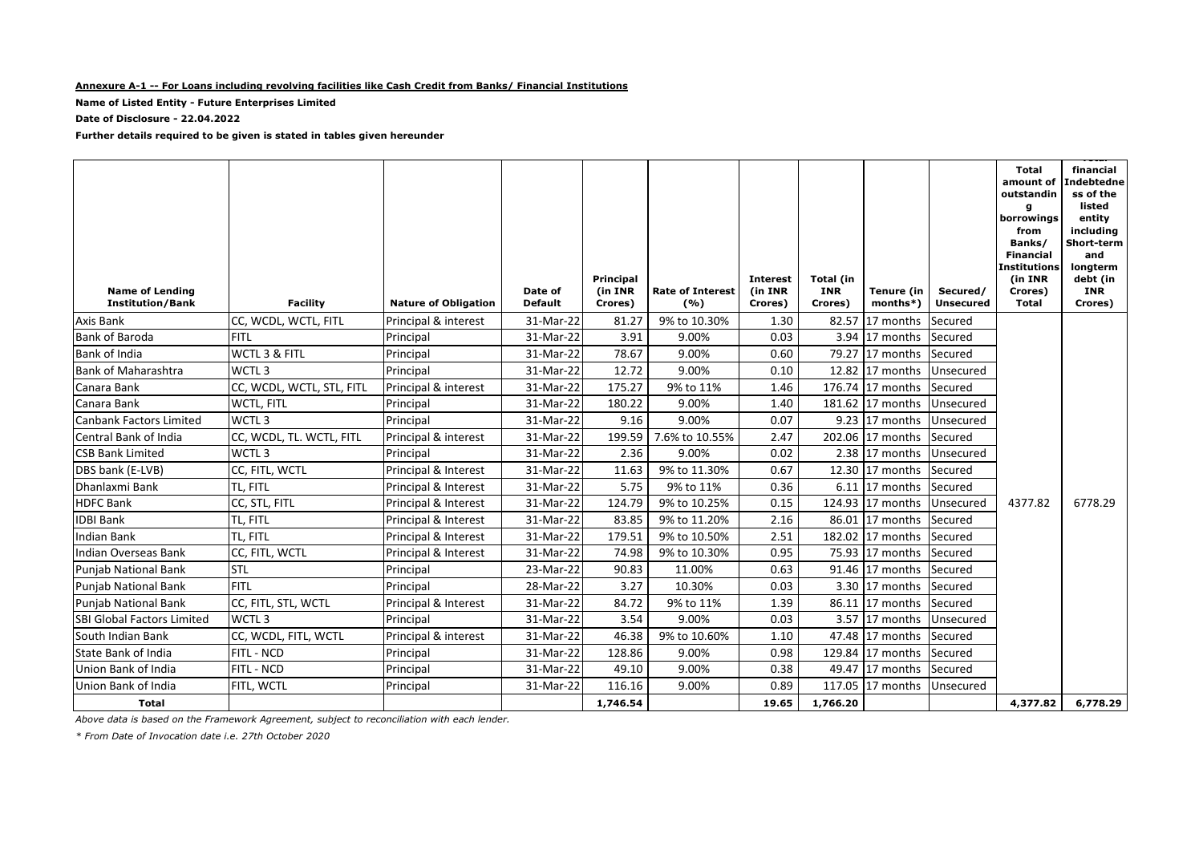**Annexure A-1 -- For Loans including revolving facilities like Cash Credit from Banks/ Financial Institutions**

**Name of Listed Entity - Future Enterprises Limited**

**Date of Disclosure - 22.04.2022**

**Further details required to be given is stated in tables given hereunder**

| Name of Lending Institution/Bank | Facility | Nature of Obligation | Date of Default | Principal (in INR Crores) | Rate of Interest (%) | Interest (in INR Crores) | Total (in INR Crores) | Tenure (in months*) | Secured/ Unsecured | Total amount of outstanding borrowings from Banks/ Financial Institutions (in INR Crores) Total | Total financial Indebtedness of the listed entity including Short-term and longterm debt (in INR Crores) |
|---|---|---|---|---|---|---|---|---|---|---|---|
| Axis Bank | CC, WCDL, WCTL, FITL | Principal & interest | 31-Mar-22 | 81.27 | 9% to 10.30% | 1.30 | 82.57 | 17 months | Secured | 4377.82 | 6778.29 |
| Bank of Baroda | FITL | Principal | 31-Mar-22 | 3.91 | 9.00% | 0.03 | 3.94 | 17 months | Secured | | |
| Bank of India | WCTL 3 & FITL | Principal | 31-Mar-22 | 78.67 | 9.00% | 0.60 | 79.27 | 17 months | Secured | | |
| Bank of Maharashtra | WCTL 3 | Principal | 31-Mar-22 | 12.72 | 9.00% | 0.10 | 12.82 | 17 months | Unsecured | | |
| Canara Bank | CC, WCDL, WCTL, STL, FITL | Principal & interest | 31-Mar-22 | 175.27 | 9% to 11% | 1.46 | 176.74 | 17 months | Secured | | |
| Canara Bank | WCTL, FITL | Principal | 31-Mar-22 | 180.22 | 9.00% | 1.40 | 181.62 | 17 months | Unsecured | | |
| Canbank Factors Limited | WCTL 3 | Principal | 31-Mar-22 | 9.16 | 9.00% | 0.07 | 9.23 | 17 months | Unsecured | | |
| Central Bank of India | CC, WCDL, TL. WCTL, FITL | Principal & interest | 31-Mar-22 | 199.59 | 7.6% to 10.55% | 2.47 | 202.06 | 17 months | Secured | | |
| CSB Bank Limited | WCTL 3 | Principal | 31-Mar-22 | 2.36 | 9.00% | 0.02 | 2.38 | 17 months | Unsecured | | |
| DBS bank (E-LVB) | CC, FITL, WCTL | Principal & Interest | 31-Mar-22 | 11.63 | 9% to 11.30% | 0.67 | 12.30 | 17 months | Secured | | |
| Dhanlaxmi Bank | TL, FITL | Principal & Interest | 31-Mar-22 | 5.75 | 9% to 11% | 0.36 | 6.11 | 17 months | Secured | | |
| HDFC Bank | CC, STL, FITL | Principal & Interest | 31-Mar-22 | 124.79 | 9% to 10.25% | 0.15 | 124.93 | 17 months | Unsecured | | |
| IDBI Bank | TL, FITL | Principal & Interest | 31-Mar-22 | 83.85 | 9% to 11.20% | 2.16 | 86.01 | 17 months | Secured | | |
| Indian Bank | TL, FITL | Principal & Interest | 31-Mar-22 | 179.51 | 9% to 10.50% | 2.51 | 182.02 | 17 months | Secured | | |
| Indian Overseas Bank | CC, FITL, WCTL | Principal & Interest | 31-Mar-22 | 74.98 | 9% to 10.30% | 0.95 | 75.93 | 17 months | Secured | | |
| Punjab National Bank | STL | Principal | 23-Mar-22 | 90.83 | 11.00% | 0.63 | 91.46 | 17 months | Secured | | |
| Punjab National Bank | FITL | Principal | 28-Mar-22 | 3.27 | 10.30% | 0.03 | 3.30 | 17 months | Secured | | |
| Punjab National Bank | CC, FITL, STL, WCTL | Principal & Interest | 31-Mar-22 | 84.72 | 9% to 11% | 1.39 | 86.11 | 17 months | Secured | | |
| SBI Global Factors Limited | WCTL 3 | Principal | 31-Mar-22 | 3.54 | 9.00% | 0.03 | 3.57 | 17 months | Unsecured | | |
| South Indian Bank | CC, WCDL, FITL, WCTL | Principal & interest | 31-Mar-22 | 46.38 | 9% to 10.60% | 1.10 | 47.48 | 17 months | Secured | | |
| State Bank of India | FITL - NCD | Principal | 31-Mar-22 | 128.86 | 9.00% | 0.98 | 129.84 | 17 months | Secured | | |
| Union Bank of India | FITL - NCD | Principal | 31-Mar-22 | 49.10 | 9.00% | 0.38 | 49.47 | 17 months | Secured | | |
| Union Bank of India | FITL, WCTL | Principal | 31-Mar-22 | 116.16 | 9.00% | 0.89 | 117.05 | 17 months | Unsecured | | |
| **Total** | | | | **1,746.54** | | **19.65** | **1,766.20** | | | **4,377.82** | **6,778.29** |

*Above data is based on the Framework Agreement, subject to reconciliation with each lender.*

*\* From Date of Invocation date i.e. 27th October 2020*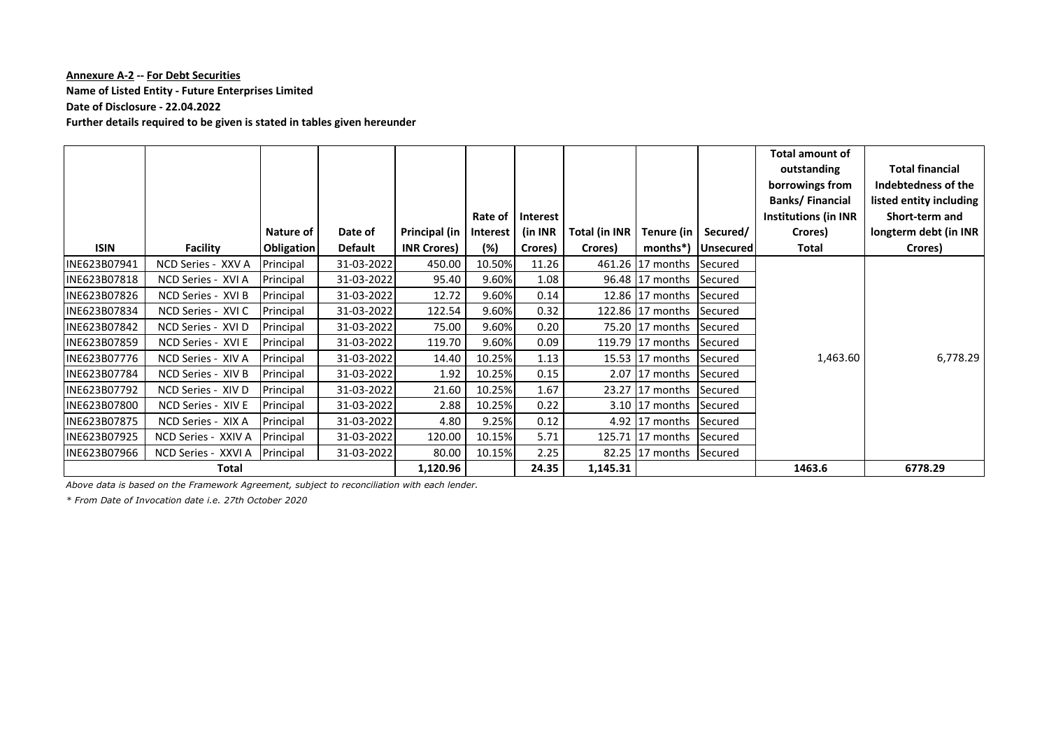**Annexure A-2 -- For Debt Securities**

**Name of Listed Entity - Future Enterprises Limited**

**Date of Disclosure - 22.04.2022**

**Further details required to be given is stated in tables given hereunder**

| ISIN | Facility | Nature of Obligation | Date of Default | Principal (in INR Crores) | Rate of Interest (%) | Interest (in INR Crores) | Total (in INR Crores) | Tenure (in months*) | Secured/ Unsecured | Total amount of outstanding borrowings from Banks/ Financial Institutions (in INR Crores) Total | Total financial Indebtedness of the listed entity including Short-term and longterm debt (in INR Crores) |
|---|---|---|---|---|---|---|---|---|---|---|---|
| INE623B07941 | NCD Series - XXV A | Principal | 31-03-2022 | 450.00 | 10.50% | 11.26 | 461.26 | 17 months | Secured | 1,463.60 | 6,778.29 |
| INE623B07818 | NCD Series - XVI A | Principal | 31-03-2022 | 95.40 | 9.60% | 1.08 | 96.48 | 17 months | Secured | | |
| INE623B07826 | NCD Series - XVI B | Principal | 31-03-2022 | 12.72 | 9.60% | 0.14 | 12.86 | 17 months | Secured | | |
| INE623B07834 | NCD Series - XVI C | Principal | 31-03-2022 | 122.54 | 9.60% | 0.32 | 122.86 | 17 months | Secured | | |
| INE623B07842 | NCD Series - XVI D | Principal | 31-03-2022 | 75.00 | 9.60% | 0.20 | 75.20 | 17 months | Secured | | |
| INE623B07859 | NCD Series - XVI E | Principal | 31-03-2022 | 119.70 | 9.60% | 0.09 | 119.79 | 17 months | Secured | | |
| INE623B07776 | NCD Series - XIV A | Principal | 31-03-2022 | 14.40 | 10.25% | 1.13 | 15.53 | 17 months | Secured | | |
| INE623B07784 | NCD Series - XIV B | Principal | 31-03-2022 | 1.92 | 10.25% | 0.15 | 2.07 | 17 months | Secured | | |
| INE623B07792 | NCD Series - XIV D | Principal | 31-03-2022 | 21.60 | 10.25% | 1.67 | 23.27 | 17 months | Secured | | |
| INE623B07800 | NCD Series - XIV E | Principal | 31-03-2022 | 2.88 | 10.25% | 0.22 | 3.10 | 17 months | Secured | | |
| INE623B07875 | NCD Series - XIX A | Principal | 31-03-2022 | 4.80 | 9.25% | 0.12 | 4.92 | 17 months | Secured | | |
| INE623B07925 | NCD Series - XXIV A | Principal | 31-03-2022 | 120.00 | 10.15% | 5.71 | 125.71 | 17 months | Secured | | |
| INE623B07966 | NCD Series - XXVI A | Principal | 31-03-2022 | 80.00 | 10.15% | 2.25 | 82.25 | 17 months | Secured | | |
| **Total** | | | | **1,120.96** | | **24.35** | **1,145.31** | | | **1463.6** | **6778.29** |

*Above data is based on the Framework Agreement, subject to reconciliation with each lender.*

*\* From Date of Invocation date i.e. 27th October 2020*